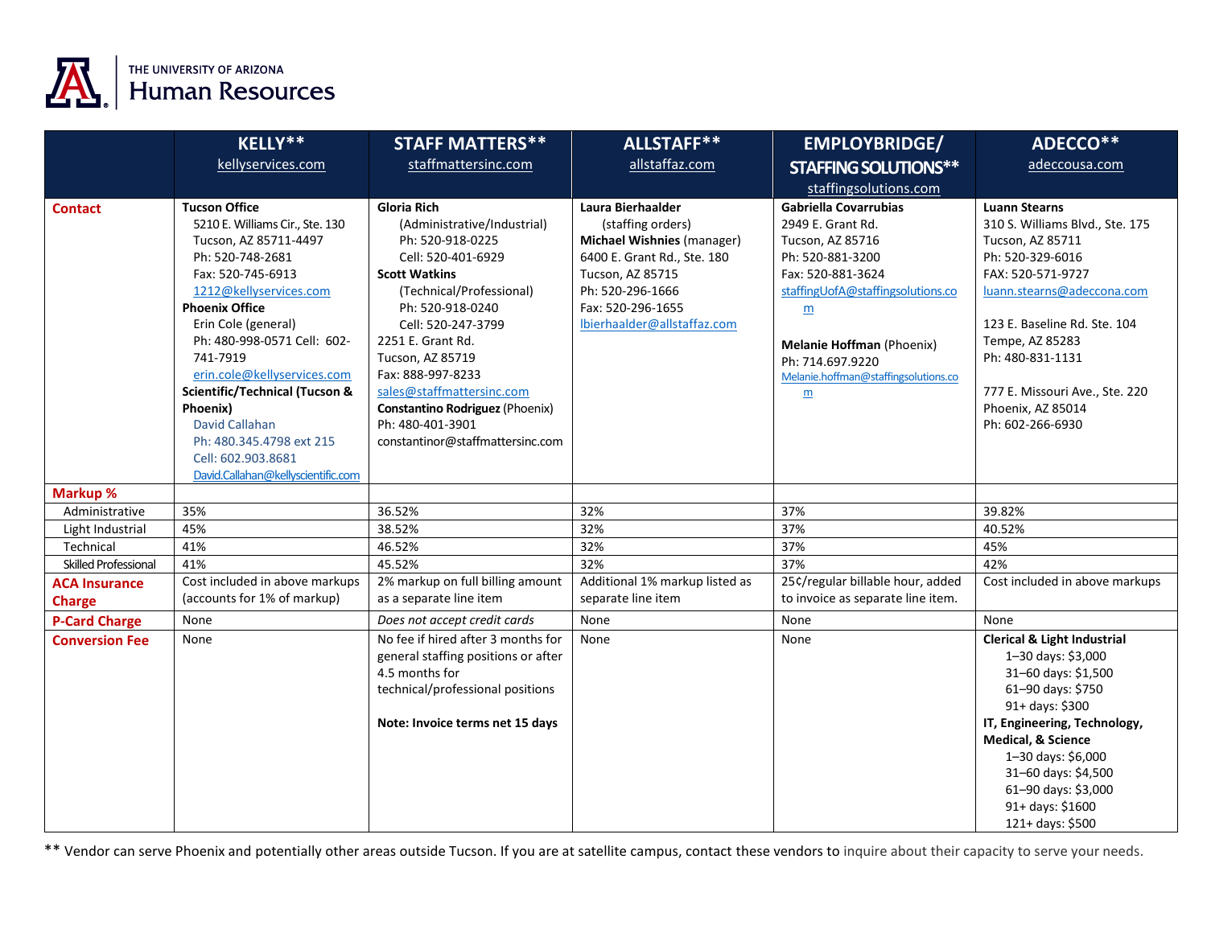THE UNIVERSITY OF ARIZONA
# Human Resources

| | KELLY** kellyservices.com | STAFF MATTERS** staffmattersinc.com | ALLSTAFF** allstaffaz.com | EMPLOYBRIDGE/ STAFFING SOLUTIONS** staffingsolutions.com | ADECCO** adeccousa.com |
|---|---|---|---|---|---|
| **Contact** | **Tucson Office** 5210 E. Williams Cir., Ste. 130 Tucson, AZ 85711-4497 Ph: 520-748-2681 Fax: 520-745-6913 1212@kellyservices.com **Phoenix Office** Erin Cole (general) Ph: 480-998-0571 Cell: 602-741-7919 erin.cole@kellyservices.com **Scientific/Technical (Tucson & Phoenix)** David Callahan Ph: 480.345.4798 ext 215 Cell: 602.903.8681 David.Callahan@kellyscientific.com | **Gloria Rich** (Administrative/Industrial) Ph: 520-918-0225 Cell: 520-401-6929 **Scott Watkins** (Technical/Professional) Ph: 520-918-0240 Cell: 520-247-3799 2251 E. Grant Rd. Tucson, AZ 85719 Fax: 888-997-8233 sales@staffmattersinc.com **Constantino Rodriguez** (Phoenix) Ph: 480-401-3901 constantinor@staffmattersinc.com | **Laura Bierhaalder** (staffing orders) **Michael Wishnies** (manager) 6400 E. Grant Rd., Ste. 180 Tucson, AZ 85715 Ph: 520-296-1666 Fax: 520-296-1655 lbierhaalder@allstaffaz.com | **Gabriella Covarrubias** 2949 E. Grant Rd. Tucson, AZ 85716 Ph: 520-881-3200 Fax: 520-881-3624 staffingUofA@staffingsolutions.com **Melanie Hoffman** (Phoenix) Ph: 714.697.9220 Melanie.hoffman@staffingsolutions.com | **Luann Stearns** 310 S. Williams Blvd., Ste. 175 Tucson, AZ 85711 Ph: 520-329-6016 FAX: 520-571-9727 luann.stearns@adeccona.com 123 E. Baseline Rd. Ste. 104 Tempe, AZ 85283 Ph: 480-831-1131 777 E. Missouri Ave., Ste. 220 Phoenix, AZ 85014 Ph: 602-266-6930 |
| **Markup %** | | | | | |
| Administrative | 35% | 36.52% | 32% | 37% | 39.82% |
| Light Industrial | 45% | 38.52% | 32% | 37% | 40.52% |
| Technical | 41% | 46.52% | 32% | 37% | 45% |
| Skilled Professional | 41% | 45.52% | 32% | 37% | 42% |
| **ACA Insurance Charge** | Cost included in above markups (accounts for 1% of markup) | 2% markup on full billing amount as a separate line item | Additional 1% markup listed as separate line item | 25¢/regular billable hour, added to invoice as separate line item. | Cost included in above markups |
| **P-Card Charge** | None | *Does not accept credit cards* | None | None | None |
| **Conversion Fee** | None | No fee if hired after 3 months for general staffing positions or after 4.5 months for technical/professional positions **Note: Invoice terms net 15 days** | None | None | **Clerical & Light Industrial** 1–30 days: $3,000 31–60 days: $1,500 61–90 days: $750 91+ days: $300 **IT, Engineering, Technology, Medical, & Science** 1–30 days: $6,000 31–60 days: $4,500 61–90 days: $3,000 91+ days: $1600 121+ days: $500 |

** Vendor can serve Phoenix and potentially other areas outside Tucson. If you are at satellite campus, contact these vendors to inquire about their capacity to serve your needs.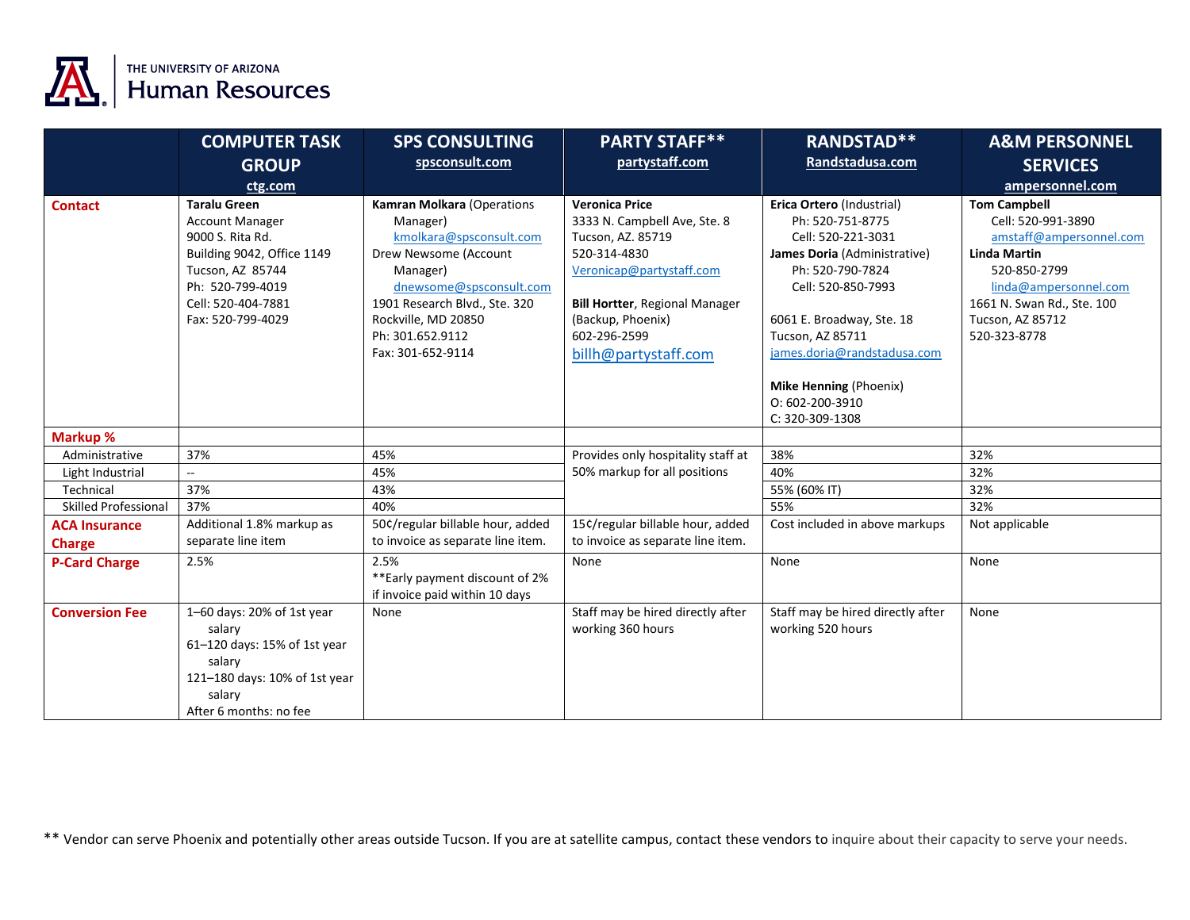THE UNIVERSITY OF ARIZONA
Human Resources

| | COMPUTER TASK GROUP ctg.com | SPS CONSULTING spsconsult.com | PARTY STAFF** partystaff.com | RANDSTAD** Randstadusa.com | A&M PERSONNEL SERVICES ampersonnel.com |
|---|---|---|---|---|---|
| **Contact** | **Taralu Green** Account Manager 9000 S. Rita Rd. Building 9042, Office 1149 Tucson, AZ 85744 Ph: 520-799-4019 Cell: 520-404-7881 Fax: 520-799-4029 | **Kamran Molkara** (Operations Manager) kmolkara@spsconsult.com Drew Newsome (Account Manager) dnewsome@spsconsult.com 1901 Research Blvd., Ste. 320 Rockville, MD 20850 Ph: 301.652.9112 Fax: 301-652-9114 | **Veronica Price** 3333 N. Campbell Ave, Ste. 8 Tucson, AZ. 85719 520-314-4830 Veronicap@partystaff.com **Bill Hortter**, Regional Manager (Backup, Phoenix) 602-296-2599 billh@partystaff.com | **Erica Ortero** (Industrial) Ph: 520-751-8775 Cell: 520-221-3031 **James Doria** (Administrative) Ph: 520-790-7824 Cell: 520-850-7993 6061 E. Broadway, Ste. 18 Tucson, AZ 85711 james.doria@randstadusa.com **Mike Henning** (Phoenix) O: 602-200-3910 C: 320-309-1308 | **Tom Campbell** Cell: 520-991-3890 amstaff@ampersonnel.com **Linda Martin** 520-850-2799 linda@ampersonnel.com 1661 N. Swan Rd., Ste. 100 Tucson, AZ 85712 520-323-8778 |
| **Markup %** | | | | | |
| Administrative | 37% | 45% | Provides only hospitality staff at 50% markup for all positions | 38% | 32% |
| Light Industrial | -- | 45% | | 40% | 32% |
| Technical | 37% | 43% | | 55% (60% IT) | 32% |
| Skilled Professional | 37% | 40% | | 55% | 32% |
| **ACA Insurance Charge** | Additional 1.8% markup as separate line item | 50¢/regular billable hour, added to invoice as separate line item. | 15¢/regular billable hour, added to invoice as separate line item. | Cost included in above markups | Not applicable |
| **P-Card Charge** | 2.5% | 2.5% **Early payment discount of 2% if invoice paid within 10 days | None | None | None |
| **Conversion Fee** | 1–60 days: 20% of 1st year salary 61–120 days: 15% of 1st year salary 121–180 days: 10% of 1st year salary After 6 months: no fee | None | Staff may be hired directly after working 360 hours | Staff may be hired directly after working 520 hours | None |

** Vendor can serve Phoenix and potentially other areas outside Tucson. If you are at satellite campus, contact these vendors to inquire about their capacity to serve your needs.